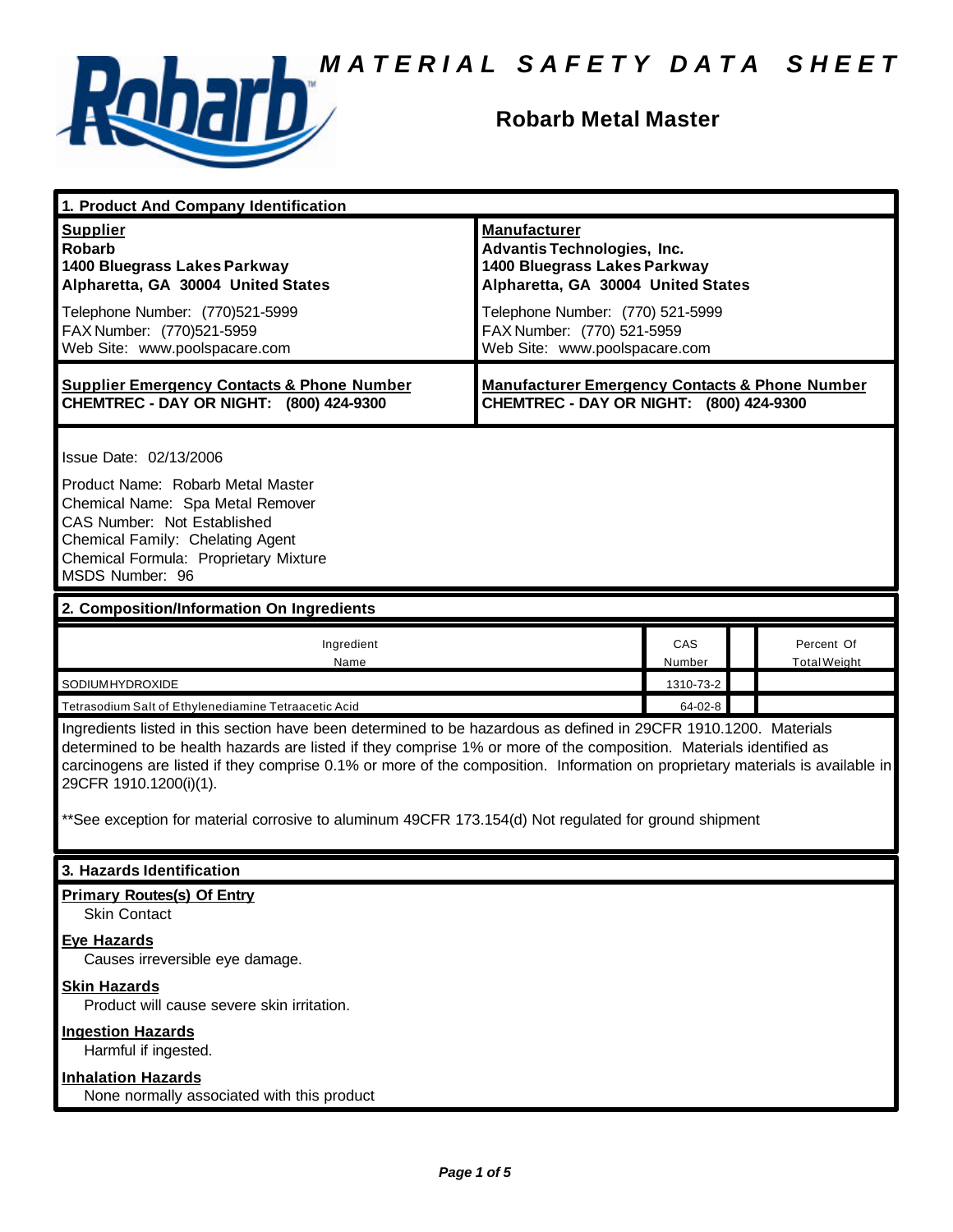# MATERIAL SAFETY DATA SHEET

## Robarb Metal Master

## 1. Product And Company Identification

**Supplier**
**Robarb**
**1400 Bluegrass Lakes Parkway**
**Alpharetta, GA 30004 United States**

Telephone Number: (770)521-5999
FAX Number: (770)521-5959
Web Site: www.poolspacare.com

**Manufacturer**
**Advantis Technologies, Inc.**
**1400 Bluegrass Lakes Parkway**
**Alpharetta, GA 30004 United States**

Telephone Number: (770) 521-5999
FAX Number: (770) 521-5959
Web Site: www.poolspacare.com

**Supplier Emergency Contacts & Phone Number**
**CHEMTREC - DAY OR NIGHT: (800) 424-9300**

**Manufacturer Emergency Contacts & Phone Number**
**CHEMTREC - DAY OR NIGHT: (800) 424-9300**

Issue Date: 02/13/2006

Product Name: Robarb Metal Master
Chemical Name: Spa Metal Remover
CAS Number: Not Established
Chemical Family: Chelating Agent
Chemical Formula: Proprietary Mixture
MSDS Number: 96

## 2. Composition/Information On Ingredients

| Ingredient Name | CAS Number | | Percent Of Total Weight |
|---|---|---|---|
| SODIUM HYDROXIDE | 1310-73-2 | | |
| Tetrasodium Salt of Ethylenediamine Tetraacetic Acid | 64-02-8 | | |

Ingredients listed in this section have been determined to be hazardous as defined in 29CFR 1910.1200. Materials determined to be health hazards are listed if they comprise 1% or more of the composition. Materials identified as carcinogens are listed if they comprise 0.1% or more of the composition. Information on proprietary materials is available in 29CFR 1910.1200(i)(1).

**See exception for material corrosive to aluminum 49CFR 173.154(d) Not regulated for ground shipment

## 3. Hazards Identification

**Primary Routes(s) Of Entry**
Skin Contact

**Eye Hazards**
Causes irreversible eye damage.

**Skin Hazards**
Product will cause severe skin irritation.

**Ingestion Hazards**
Harmful if ingested.

**Inhalation Hazards**
None normally associated with this product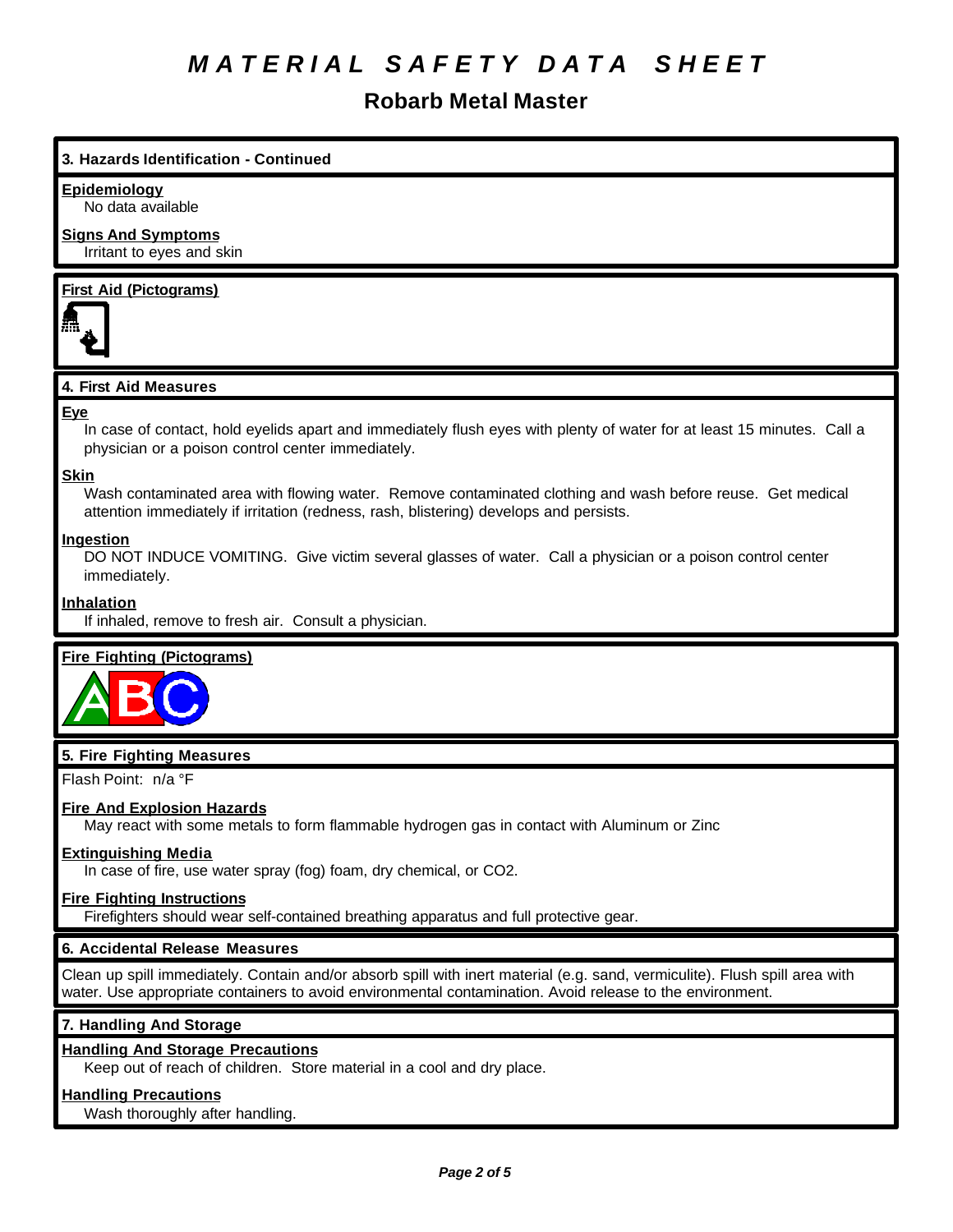# MATERIAL SAFETY DATA SHEET

## Robarb Metal Master

### 3. Hazards Identification - Continued

**Epidemiology**

No data available

**Signs And Symptoms**

Irritant to eyes and skin

**First Aid (Pictograms)**

### 4. First Aid Measures

**Eye**

In case of contact, hold eyelids apart and immediately flush eyes with plenty of water for at least 15 minutes. Call a physician or a poison control center immediately.

**Skin**

Wash contaminated area with flowing water. Remove contaminated clothing and wash before reuse. Get medical attention immediately if irritation (redness, rash, blistering) develops and persists.

**Ingestion**

DO NOT INDUCE VOMITING. Give victim several glasses of water. Call a physician or a poison control center immediately.

**Inhalation**

If inhaled, remove to fresh air. Consult a physician.

**Fire Fighting (Pictograms)**

### 5. Fire Fighting Measures

Flash Point: n/a °F

**Fire And Explosion Hazards**

May react with some metals to form flammable hydrogen gas in contact with Aluminum or Zinc

**Extinguishing Media**

In case of fire, use water spray (fog) foam, dry chemical, or $CO_2$.

**Fire Fighting Instructions**

Firefighters should wear self-contained breathing apparatus and full protective gear.

### 6. Accidental Release Measures

Clean up spill immediately. Contain and/or absorb spill with inert material (e.g. sand, vermiculite). Flush spill area with water. Use appropriate containers to avoid environmental contamination. Avoid release to the environment.

### 7. Handling And Storage

**Handling And Storage Precautions**

Keep out of reach of children. Store material in a cool and dry place.

**Handling Precautions**

Wash thoroughly after handling.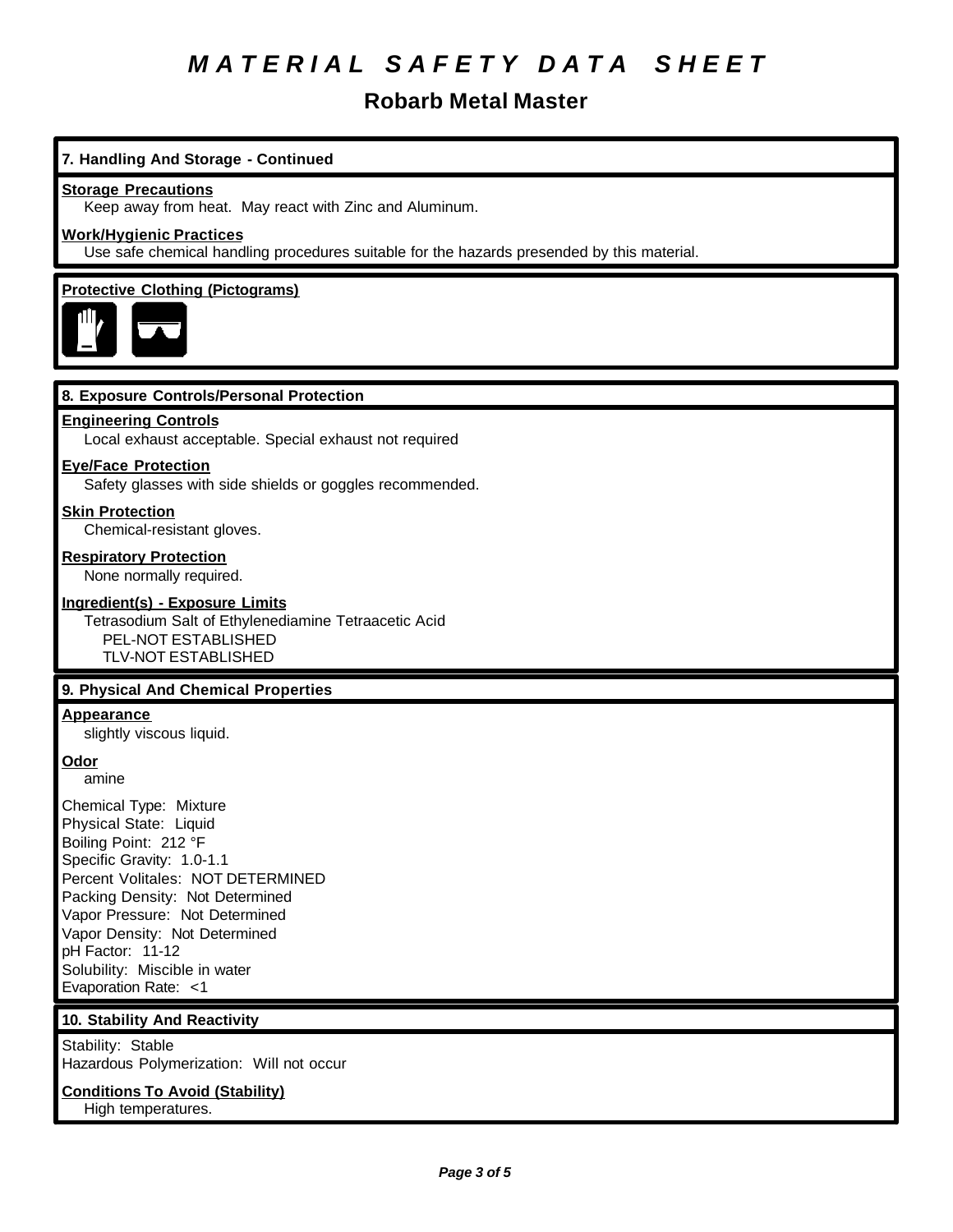# MATERIAL SAFETY DATA SHEET

## Robarb Metal Master

### 7. Handling And Storage - Continued

**Storage Precautions**

Keep away from heat. May react with Zinc and Aluminum.

**Work/Hygienic Practices**

Use safe chemical handling procedures suitable for the hazards presended by this material.

**Protective Clothing (Pictograms)**

### 8. Exposure Controls/Personal Protection

**Engineering Controls**

Local exhaust acceptable. Special exhaust not required

**Eye/Face Protection**

Safety glasses with side shields or goggles recommended.

**Skin Protection**

Chemical-resistant gloves.

**Respiratory Protection**

None normally required.

**Ingredient(s) - Exposure Limits**

Tetrasodium Salt of Ethylenediamine Tetraacetic Acid
PEL-NOT ESTABLISHED
TLV-NOT ESTABLISHED

### 9. Physical And Chemical Properties

**Appearance**

slightly viscous liquid.

**Odor**

amine

Chemical Type: Mixture
Physical State: Liquid
Boiling Point: 212 °F
Specific Gravity: 1.0-1.1
Percent Volitales: NOT DETERMINED
Packing Density: Not Determined
Vapor Pressure: Not Determined
Vapor Density: Not Determined
pH Factor: 11-12
Solubility: Miscible in water
Evaporation Rate: <1

### 10. Stability And Reactivity

Stability: Stable
Hazardous Polymerization: Will not occur

**Conditions To Avoid (Stability)**

High temperatures.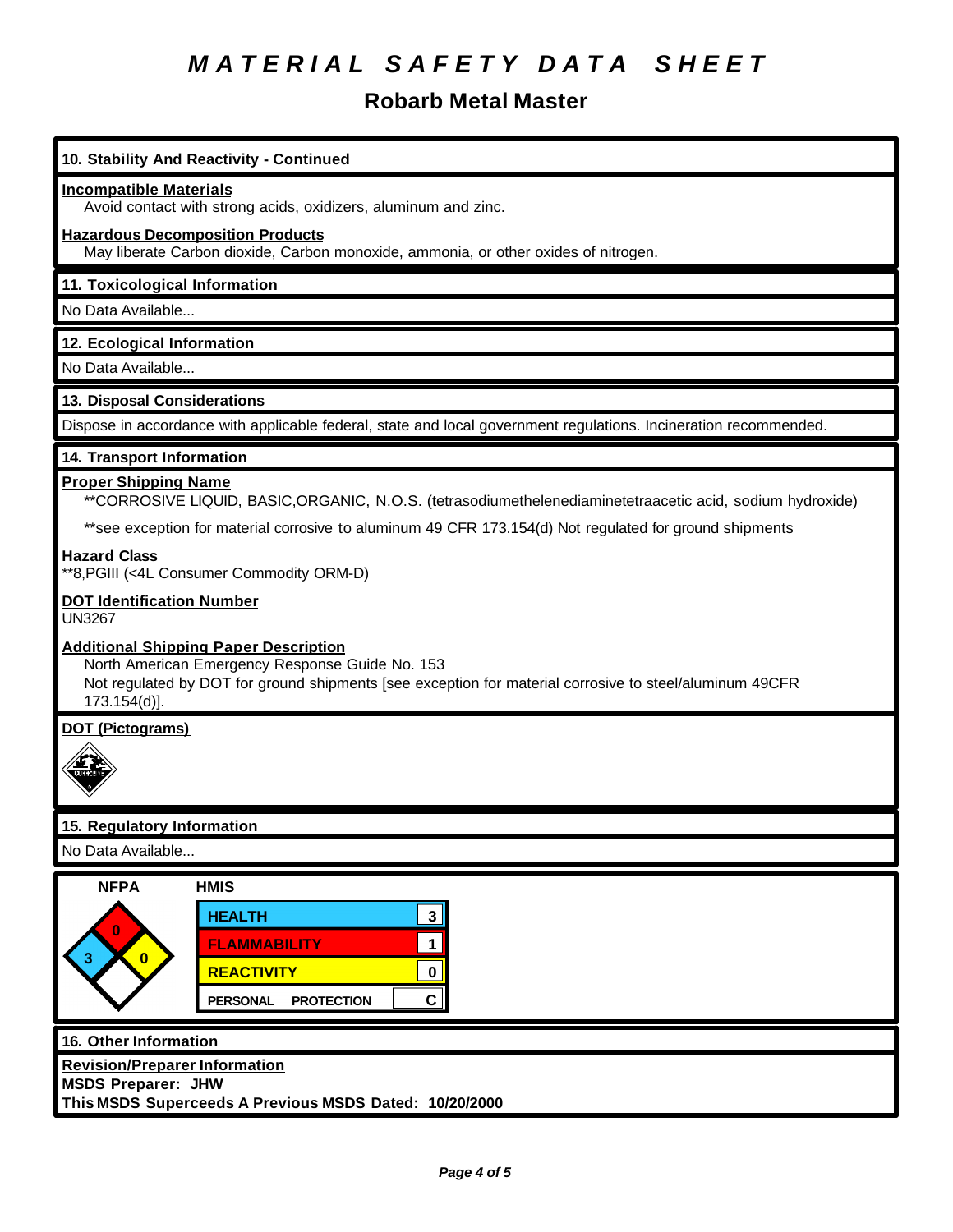# MATERIAL SAFETY DATA SHEET

## Robarb Metal Master

### 10. Stability And Reactivity - Continued

**Incompatible Materials**

Avoid contact with strong acids, oxidizers, aluminum and zinc.

**Hazardous Decomposition Products**

May liberate Carbon dioxide, Carbon monoxide, ammonia, or other oxides of nitrogen.

### 11. Toxicological Information

No Data Available...

### 12. Ecological Information

No Data Available...

### 13. Disposal Considerations

Dispose in accordance with applicable federal, state and local government regulations. Incineration recommended.

### 14. Transport Information

**Proper Shipping Name**

**CORROSIVE LIQUID, BASIC,ORGANIC, N.O.S. (tetrasodiumethelenediaminetetraacetic acid, sodium hydroxide)

**see exception for material corrosive to aluminum 49 CFR 173.154(d) Not regulated for ground shipments

**Hazard Class**

**8,PGIII (<4L Consumer Commodity ORM-D)

**DOT Identification Number**

UN3267

**Additional Shipping Paper Description**

North American Emergency Response Guide No. 153

Not regulated by DOT for ground shipments [see exception for material corrosive to steel/aluminum 49CFR 173.154(d)].

**DOT (Pictograms)**

### 15. Regulatory Information

No Data Available...

**NFPA**

- Flammability (red): 0
- Health (blue): 3
- Reactivity (yellow): 0

**HMIS**

| HMIS | |
|---|---|
| HEALTH | 3 |
| FLAMMABILITY | 1 |
| REACTIVITY | 0 |
| PERSONAL PROTECTION | C |

### 16. Other Information

**Revision/Preparer Information**

**MSDS Preparer: JHW**

**This MSDS Superceeds A Previous MSDS Dated: 10/20/2000**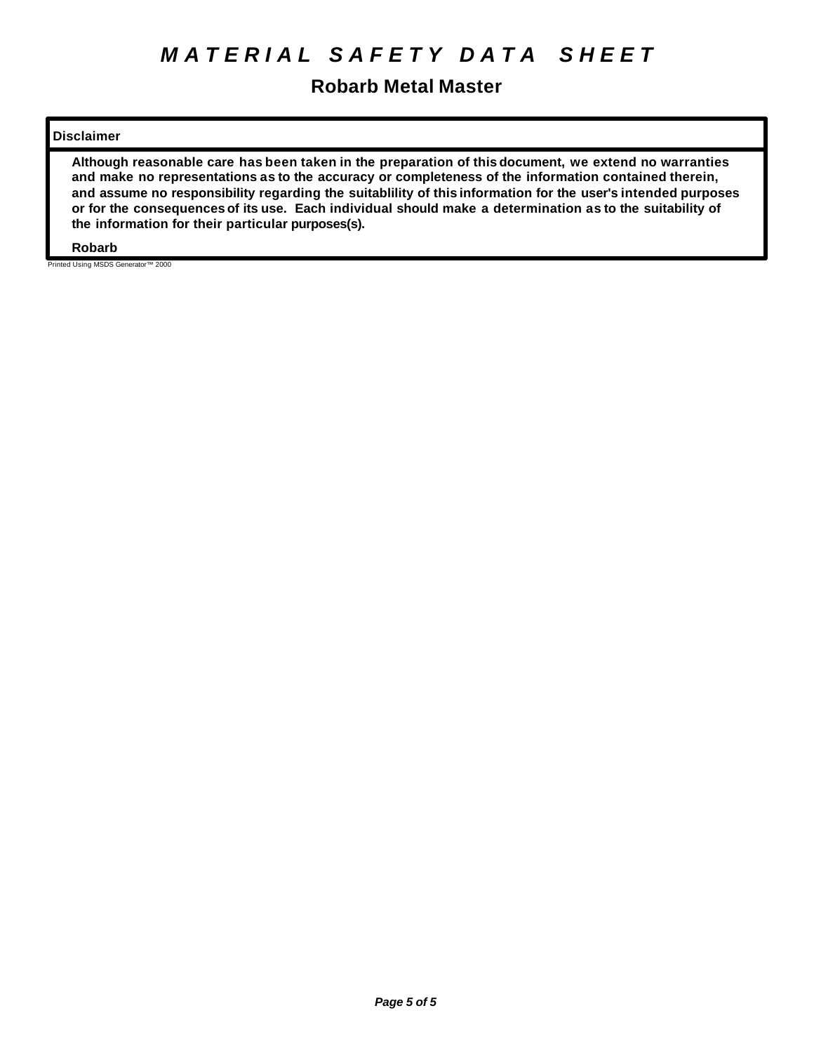## Disclaimer

**Although reasonable care has been taken in the preparation of this document, we extend no warranties and make no representations as to the accuracy or completeness of the information contained therein, and assume no responsibility regarding the suitablility of this information for the user's intended purposes or for the consequences of its use. Each individual should make a determination as to the suitability of the information for their particular purposes(s).**

**Robarb**

Printed Using MSDS Generator™ 2000